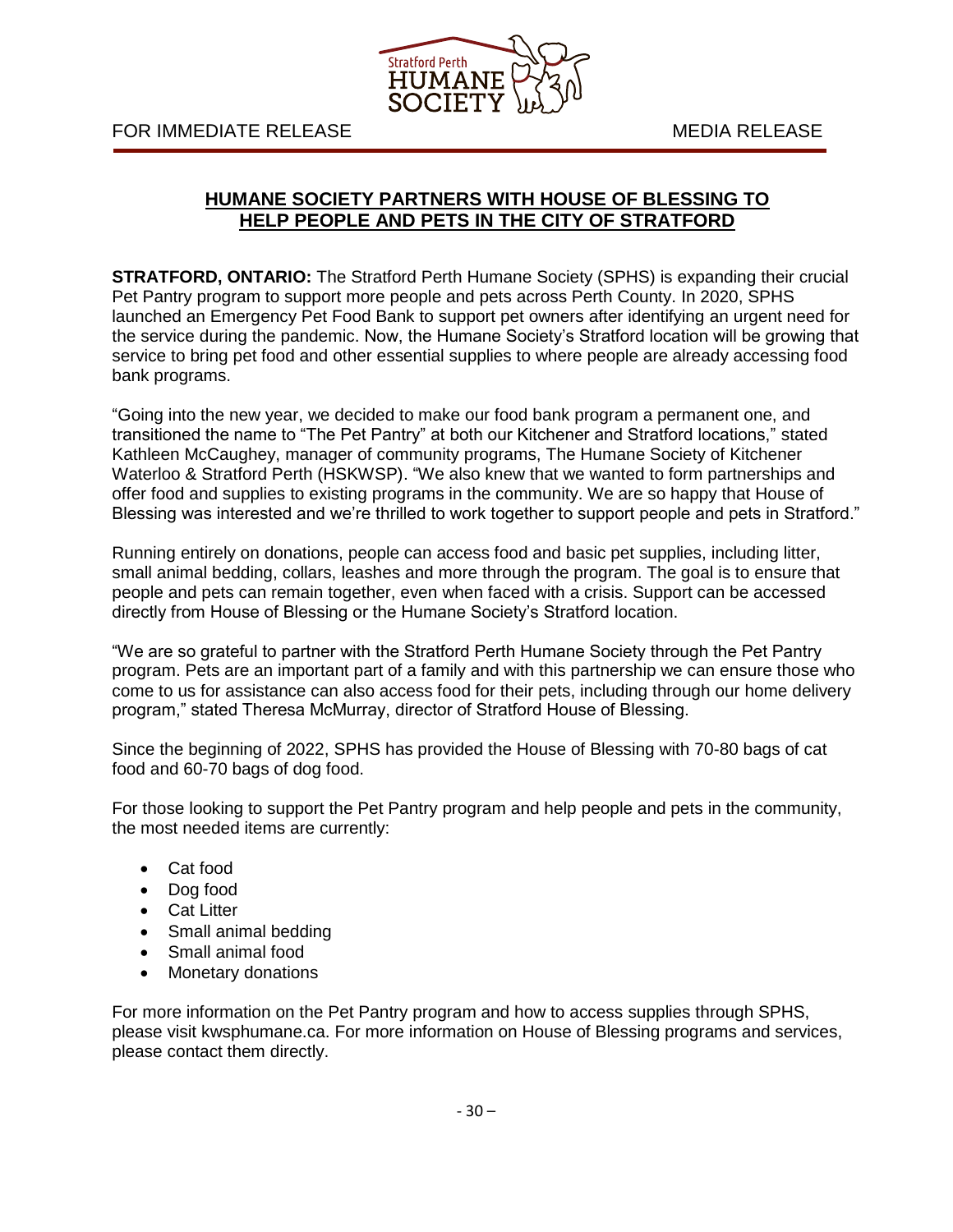FOR IMMEDIATE RELEASE MEDIA RELEASE

# HUMANE SOCIETY PARTNERS WITH HOUSE OF BLESSING TO HELP PEOPLE AND PETS IN THE CITY OF STRATFORD

**STRATFORD, ONTARIO:** The Stratford Perth Humane Society (SPHS) is expanding their crucial Pet Pantry program to support more people and pets across Perth County. In 2020, SPHS launched an Emergency Pet Food Bank to support pet owners after identifying an urgent need for the service during the pandemic. Now, the Humane Society's Stratford location will be growing that service to bring pet food and other essential supplies to where people are already accessing food bank programs.

"Going into the new year, we decided to make our food bank program a permanent one, and transitioned the name to "The Pet Pantry" at both our Kitchener and Stratford locations," stated Kathleen McCaughey, manager of community programs, The Humane Society of Kitchener Waterloo & Stratford Perth (HSKWSP). "We also knew that we wanted to form partnerships and offer food and supplies to existing programs in the community. We are so happy that House of Blessing was interested and we're thrilled to work together to support people and pets in Stratford."

Running entirely on donations, people can access food and basic pet supplies, including litter, small animal bedding, collars, leashes and more through the program. The goal is to ensure that people and pets can remain together, even when faced with a crisis. Support can be accessed directly from House of Blessing or the Humane Society's Stratford location.

"We are so grateful to partner with the Stratford Perth Humane Society through the Pet Pantry program. Pets are an important part of a family and with this partnership we can ensure those who come to us for assistance can also access food for their pets, including through our home delivery program," stated Theresa McMurray, director of Stratford House of Blessing.

Since the beginning of 2022, SPHS has provided the House of Blessing with 70-80 bags of cat food and 60-70 bags of dog food.

For those looking to support the Pet Pantry program and help people and pets in the community, the most needed items are currently:

- Cat food
- Dog food
- Cat Litter
- Small animal bedding
- Small animal food
- Monetary donations

For more information on the Pet Pantry program and how to access supplies through SPHS, please visit kwsphumane.ca. For more information on House of Blessing programs and services, please contact them directly.

- 30 –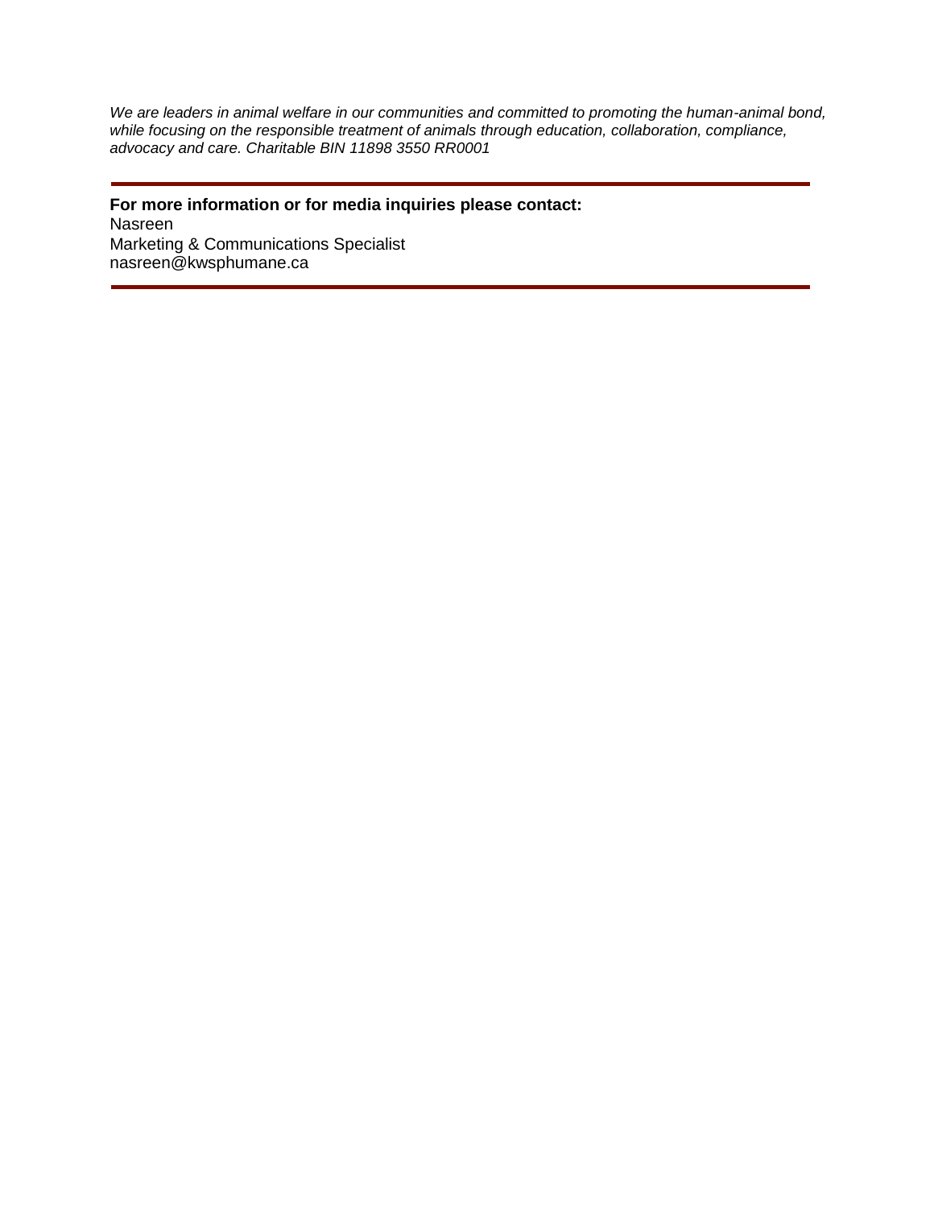*We are leaders in animal welfare in our communities and committed to promoting the human-animal bond, while focusing on the responsible treatment of animals through education, collaboration, compliance, advocacy and care. Charitable BIN 11898 3550 RR0001*

---

**For more information or for media inquiries please contact:**
Nasreen
Marketing & Communications Specialist
nasreen@kwsphumane.ca

---